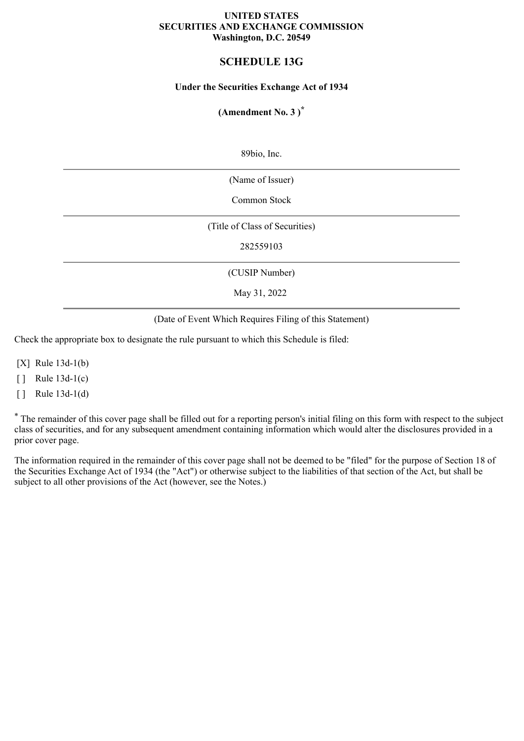**UNITED STATES**
**SECURITIES AND EXCHANGE COMMISSION**
**Washington, D.C. 20549**

# SCHEDULE 13G

**Under the Securities Exchange Act of 1934**

**(Amendment No. 3 )***

89bio, Inc.

(Name of Issuer)

Common Stock

(Title of Class of Securities)

282559103

(CUSIP Number)

May 31, 2022

(Date of Event Which Requires Filing of this Statement)

Check the appropriate box to designate the rule pursuant to which this Schedule is filed:

[X] Rule 13d-1(b)

[ ] Rule 13d-1(c)

[ ] Rule 13d-1(d)

* The remainder of this cover page shall be filled out for a reporting person's initial filing on this form with respect to the subject class of securities, and for any subsequent amendment containing information which would alter the disclosures provided in a prior cover page.

The information required in the remainder of this cover page shall not be deemed to be "filed" for the purpose of Section 18 of the Securities Exchange Act of 1934 (the "Act") or otherwise subject to the liabilities of that section of the Act, but shall be subject to all other provisions of the Act (however, see the Notes.)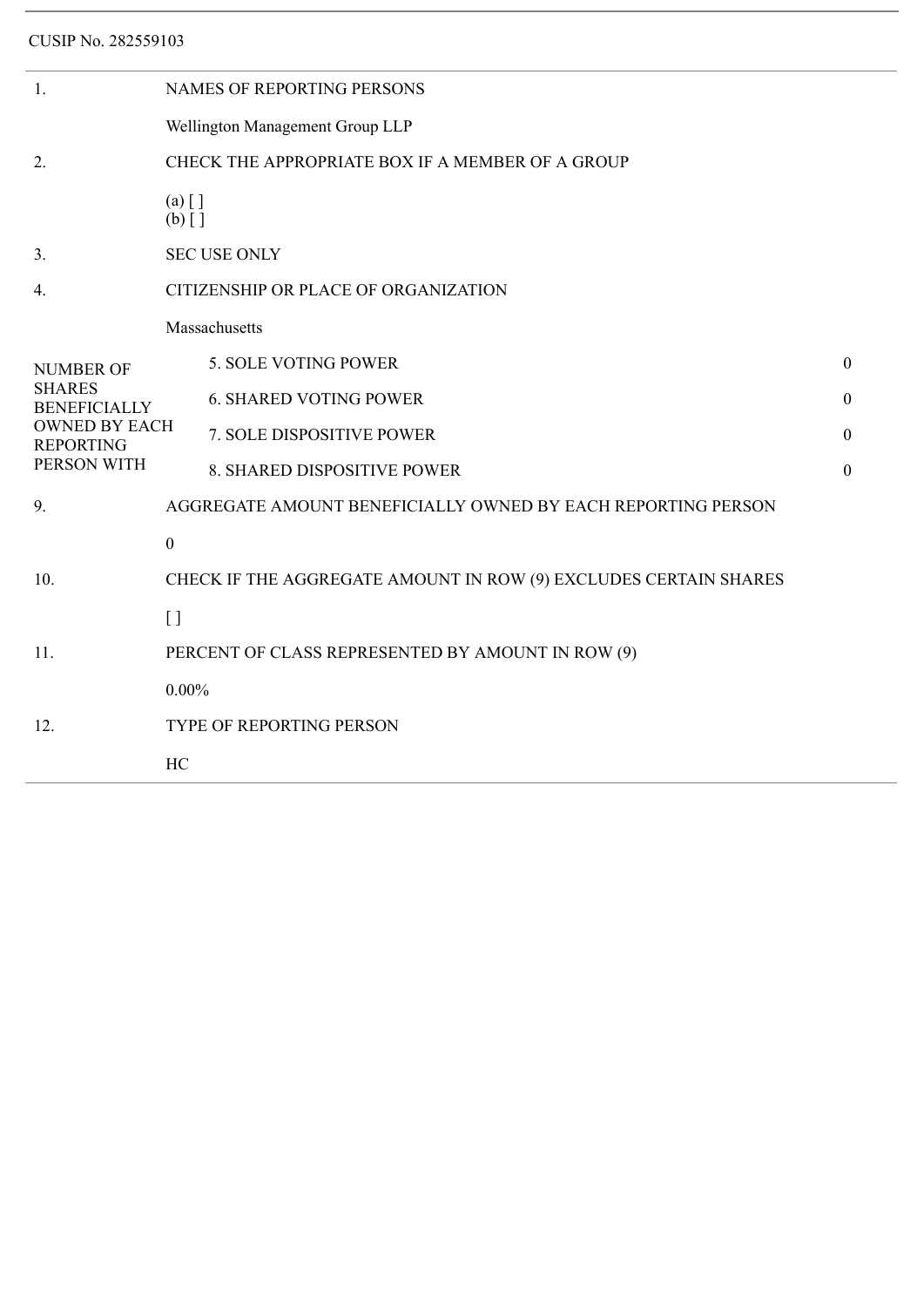CUSIP No. 282559103

| | |
|---|---|
| 1. | NAMES OF REPORTING PERSONS<br><br>Wellington Management Group LLP |
| 2. | CHECK THE APPROPRIATE BOX IF A MEMBER OF A GROUP<br><br>(a) [ ]<br>(b) [ ] |
| 3. | SEC USE ONLY |
| 4. | CITIZENSHIP OR PLACE OF ORGANIZATION<br><br>Massachusetts |

| NUMBER OF SHARES BENEFICIALLY OWNED BY EACH REPORTING PERSON WITH | | |
|---|---|---|
| | 5. SOLE VOTING POWER | 0 |
| | 6. SHARED VOTING POWER | 0 |
| | 7. SOLE DISPOSITIVE POWER | 0 |
| | 8. SHARED DISPOSITIVE POWER | 0 |

| | |
|---|---|
| 9. | AGGREGATE AMOUNT BENEFICIALLY OWNED BY EACH REPORTING PERSON<br><br>0 |
| 10. | CHECK IF THE AGGREGATE AMOUNT IN ROW (9) EXCLUDES CERTAIN SHARES<br><br>[ ] |
| 11. | PERCENT OF CLASS REPRESENTED BY AMOUNT IN ROW (9)<br><br>0.00% |
| 12. | TYPE OF REPORTING PERSON<br><br>HC |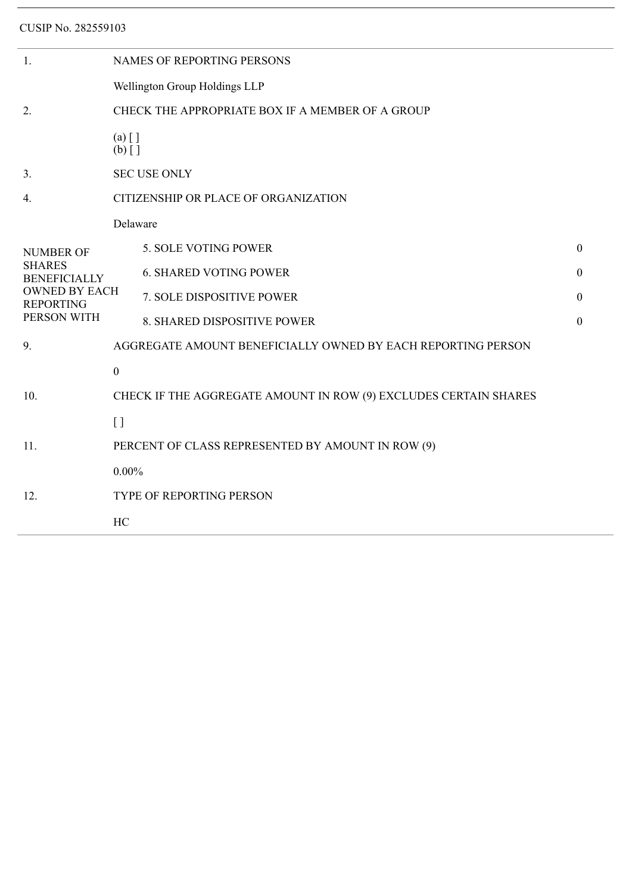CUSIP No. 282559103

| | | |
|---|---|---|
| 1. | NAMES OF REPORTING PERSONS<br><br>Wellington Group Holdings LLP | |
| 2. | CHECK THE APPROPRIATE BOX IF A MEMBER OF A GROUP<br><br>(a) [ ]<br>(b) [ ] | |
| 3. | SEC USE ONLY | |
| 4. | CITIZENSHIP OR PLACE OF ORGANIZATION<br><br>Delaware | |
| NUMBER OF SHARES BENEFICIALLY OWNED BY EACH REPORTING PERSON WITH | 5. SOLE VOTING POWER | 0 |
| | 6. SHARED VOTING POWER | 0 |
| | 7. SOLE DISPOSITIVE POWER | 0 |
| | 8. SHARED DISPOSITIVE POWER | 0 |
| 9. | AGGREGATE AMOUNT BENEFICIALLY OWNED BY EACH REPORTING PERSON<br><br>0 | |
| 10. | CHECK IF THE AGGREGATE AMOUNT IN ROW (9) EXCLUDES CERTAIN SHARES<br><br>[ ] | |
| 11. | PERCENT OF CLASS REPRESENTED BY AMOUNT IN ROW (9)<br><br>0.00% | |
| 12. | TYPE OF REPORTING PERSON<br><br>HC | |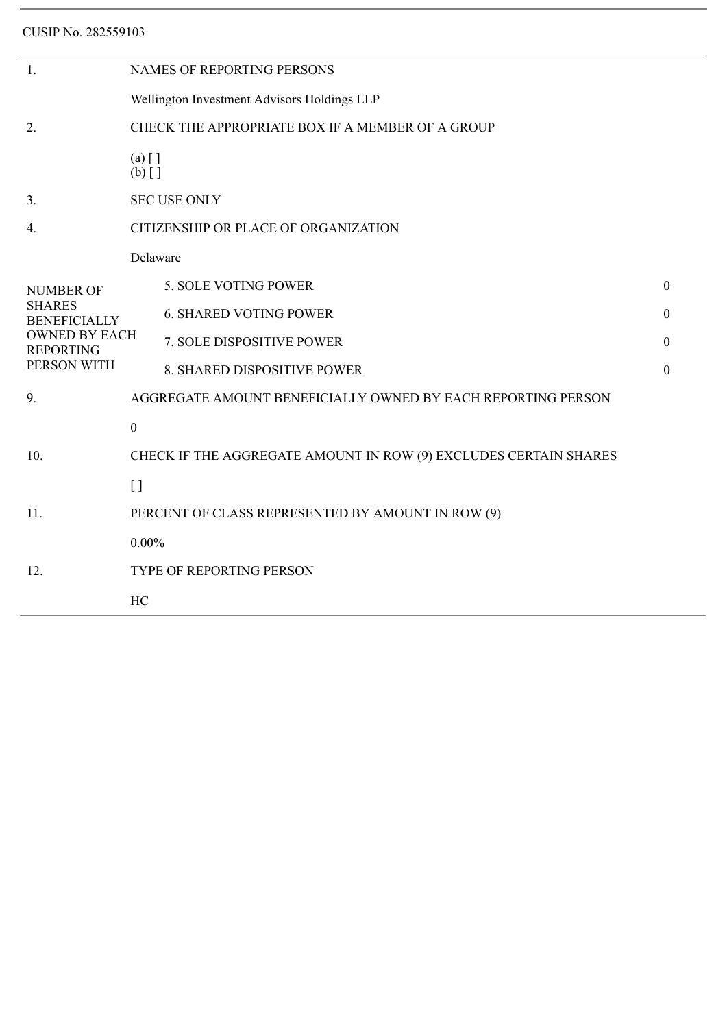CUSIP No. 282559103

| | | |
|---|---|---|
| 1. | NAMES OF REPORTING PERSONS | |
| | Wellington Investment Advisors Holdings LLP | |
| 2. | CHECK THE APPROPRIATE BOX IF A MEMBER OF A GROUP | |
| | (a) [ ]<br>(b) [ ] | |
| 3. | SEC USE ONLY | |
| 4. | CITIZENSHIP OR PLACE OF ORGANIZATION | |
| | Delaware | |
| NUMBER OF SHARES BENEFICIALLY OWNED BY EACH REPORTING PERSON WITH | 5. SOLE VOTING POWER | 0 |
| | 6. SHARED VOTING POWER | 0 |
| | 7. SOLE DISPOSITIVE POWER | 0 |
| | 8. SHARED DISPOSITIVE POWER | 0 |
| 9. | AGGREGATE AMOUNT BENEFICIALLY OWNED BY EACH REPORTING PERSON | |
| | 0 | |
| 10. | CHECK IF THE AGGREGATE AMOUNT IN ROW (9) EXCLUDES CERTAIN SHARES | |
| | [ ] | |
| 11. | PERCENT OF CLASS REPRESENTED BY AMOUNT IN ROW (9) | |
| | 0.00% | |
| 12. | TYPE OF REPORTING PERSON | |
| | HC | |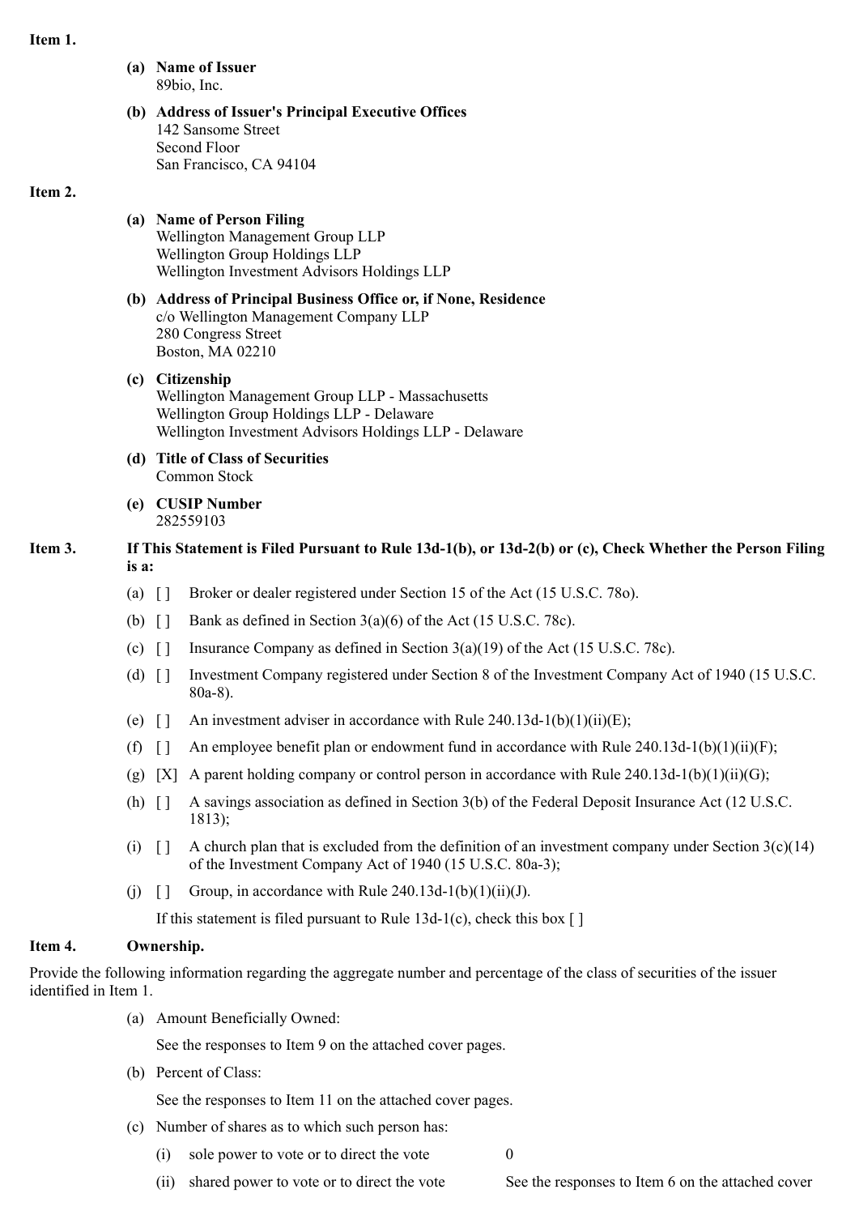**Item 1.**

**(a) Name of Issuer**
89bio, Inc.

**(b) Address of Issuer's Principal Executive Offices**
142 Sansome Street
Second Floor
San Francisco, CA 94104

**Item 2.**

**(a) Name of Person Filing**
Wellington Management Group LLP
Wellington Group Holdings LLP
Wellington Investment Advisors Holdings LLP

**(b) Address of Principal Business Office or, if None, Residence**
c/o Wellington Management Company LLP
280 Congress Street
Boston, MA 02210

**(c) Citizenship**
Wellington Management Group LLP - Massachusetts
Wellington Group Holdings LLP - Delaware
Wellington Investment Advisors Holdings LLP - Delaware

**(d) Title of Class of Securities**
Common Stock

**(e) CUSIP Number**
282559103

**Item 3. If This Statement is Filed Pursuant to Rule 13d-1(b), or 13d-2(b) or (c), Check Whether the Person Filing is a:**

(a) [ ] Broker or dealer registered under Section 15 of the Act (15 U.S.C. 78o).

(b) [ ] Bank as defined in Section 3(a)(6) of the Act (15 U.S.C. 78c).

(c) [ ] Insurance Company as defined in Section 3(a)(19) of the Act (15 U.S.C. 78c).

(d) [ ] Investment Company registered under Section 8 of the Investment Company Act of 1940 (15 U.S.C. 80a-8).

(e) [ ] An investment adviser in accordance with Rule 240.13d-1(b)(1)(ii)(E);

(f) [ ] An employee benefit plan or endowment fund in accordance with Rule 240.13d-1(b)(1)(ii)(F);

(g) [X] A parent holding company or control person in accordance with Rule 240.13d-1(b)(1)(ii)(G);

(h) [ ] A savings association as defined in Section 3(b) of the Federal Deposit Insurance Act (12 U.S.C. 1813);

(i) [ ] A church plan that is excluded from the definition of an investment company under Section 3(c)(14) of the Investment Company Act of 1940 (15 U.S.C. 80a-3);

(j) [ ] Group, in accordance with Rule 240.13d-1(b)(1)(ii)(J).

If this statement is filed pursuant to Rule 13d-1(c), check this box [ ]

**Item 4. Ownership.**

Provide the following information regarding the aggregate number and percentage of the class of securities of the issuer identified in Item 1.

(a) Amount Beneficially Owned:

See the responses to Item 9 on the attached cover pages.

(b) Percent of Class:

See the responses to Item 11 on the attached cover pages.

(c) Number of shares as to which such person has:

(i) sole power to vote or to direct the vote 0

(ii) shared power to vote or to direct the vote See the responses to Item 6 on the attached cover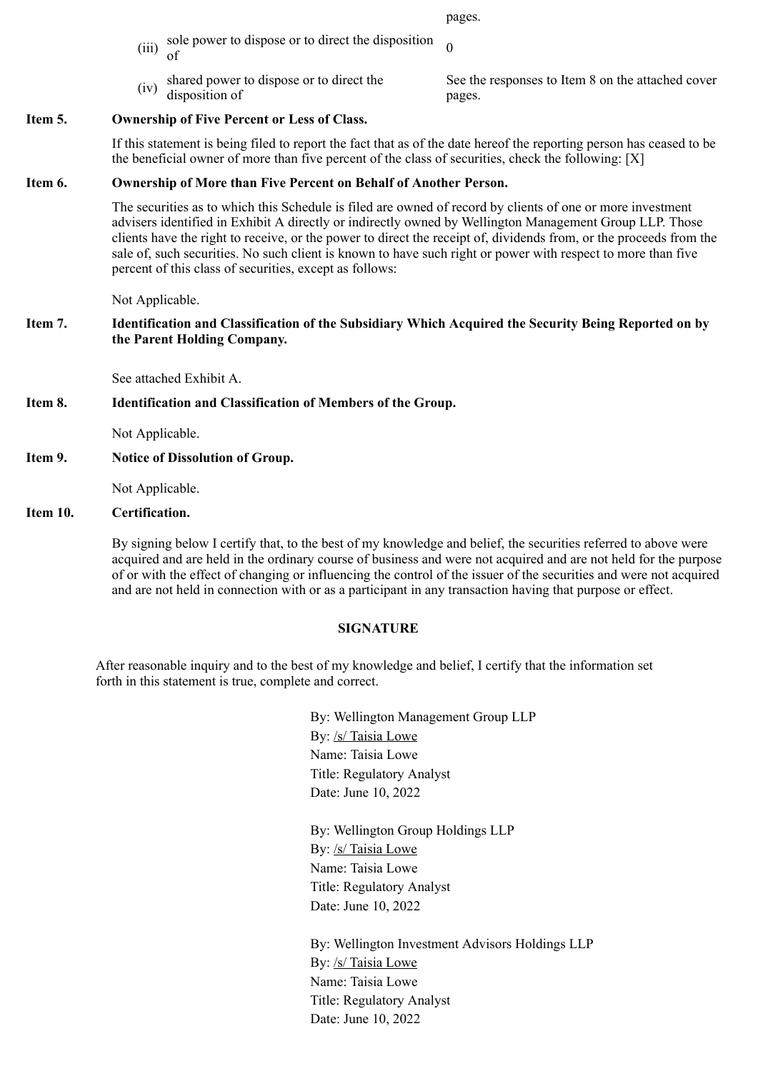|  |  |  |
|---|---|---|
|  |  | pages. |
| (iii) | sole power to dispose or to direct the disposition of | 0 |
| (iv) | shared power to dispose or to direct the disposition of | See the responses to Item 8 on the attached cover pages. |

**Item 5. Ownership of Five Percent or Less of Class.**

If this statement is being filed to report the fact that as of the date hereof the reporting person has ceased to be the beneficial owner of more than five percent of the class of securities, check the following: [X]

**Item 6. Ownership of More than Five Percent on Behalf of Another Person.**

The securities as to which this Schedule is filed are owned of record by clients of one or more investment advisers identified in Exhibit A directly or indirectly owned by Wellington Management Group LLP. Those clients have the right to receive, or the power to direct the receipt of, dividends from, or the proceeds from the sale of, such securities. No such client is known to have such right or power with respect to more than five percent of this class of securities, except as follows:

Not Applicable.

**Item 7. Identification and Classification of the Subsidiary Which Acquired the Security Being Reported on by the Parent Holding Company.**

See attached Exhibit A.

**Item 8. Identification and Classification of Members of the Group.**

Not Applicable.

**Item 9. Notice of Dissolution of Group.**

Not Applicable.

**Item 10. Certification.**

By signing below I certify that, to the best of my knowledge and belief, the securities referred to above were acquired and are held in the ordinary course of business and were not acquired and are not held for the purpose of or with the effect of changing or influencing the control of the issuer of the securities and were not acquired and are not held in connection with or as a participant in any transaction having that purpose or effect.

**SIGNATURE**

After reasonable inquiry and to the best of my knowledge and belief, I certify that the information set forth in this statement is true, complete and correct.

By: Wellington Management Group LLP
By: /s/ Taisia Lowe
Name: Taisia Lowe
Title: Regulatory Analyst
Date: June 10, 2022

By: Wellington Group Holdings LLP
By: /s/ Taisia Lowe
Name: Taisia Lowe
Title: Regulatory Analyst
Date: June 10, 2022

By: Wellington Investment Advisors Holdings LLP
By: /s/ Taisia Lowe
Name: Taisia Lowe
Title: Regulatory Analyst
Date: June 10, 2022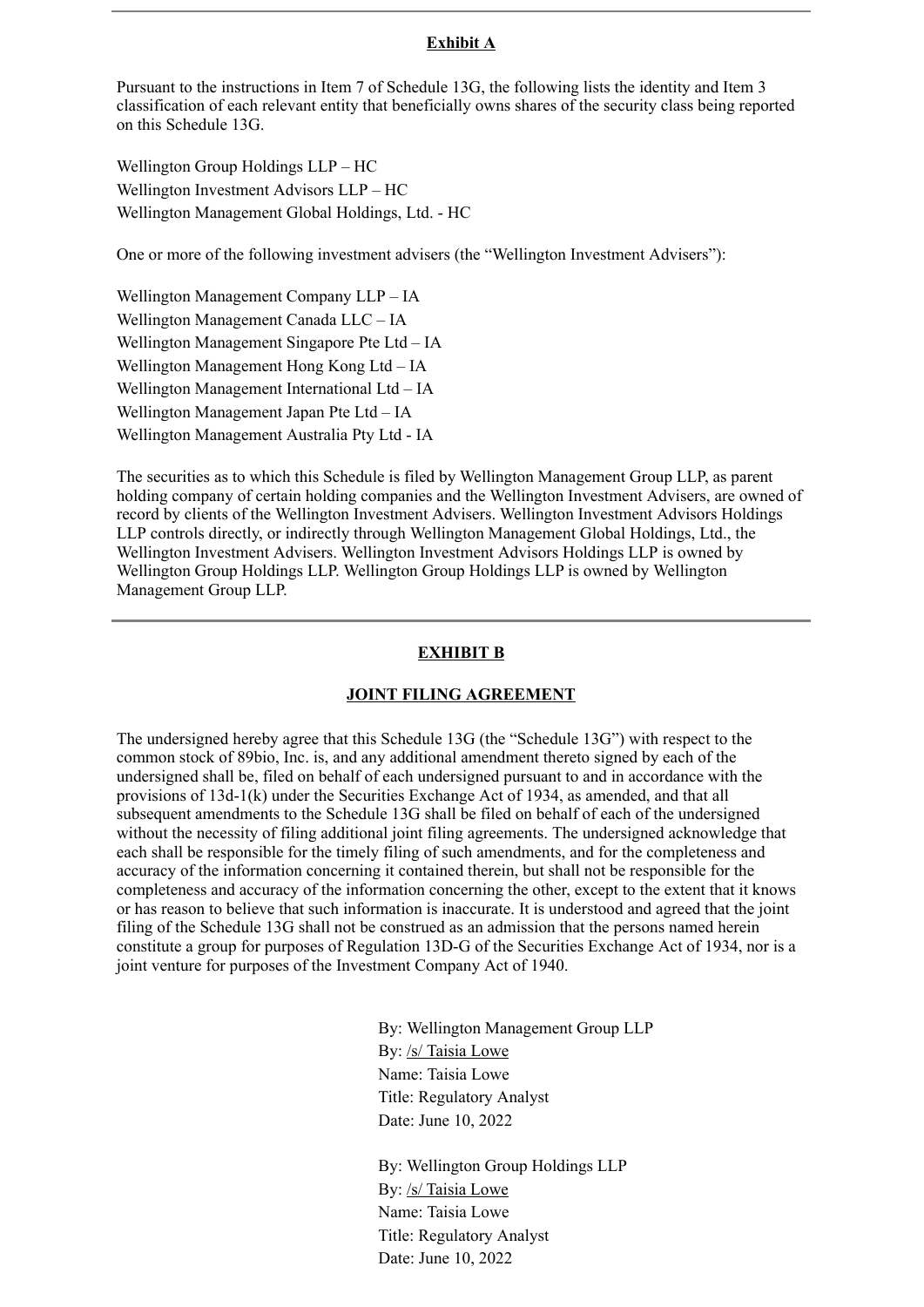**Exhibit A**

Pursuant to the instructions in Item 7 of Schedule 13G, the following lists the identity and Item 3 classification of each relevant entity that beneficially owns shares of the security class being reported on this Schedule 13G.

Wellington Group Holdings LLP – HC
Wellington Investment Advisors LLP – HC
Wellington Management Global Holdings, Ltd. - HC

One or more of the following investment advisers (the "Wellington Investment Advisers"):

Wellington Management Company LLP – IA
Wellington Management Canada LLC – IA
Wellington Management Singapore Pte Ltd – IA
Wellington Management Hong Kong Ltd – IA
Wellington Management International Ltd – IA
Wellington Management Japan Pte Ltd – IA
Wellington Management Australia Pty Ltd - IA

The securities as to which this Schedule is filed by Wellington Management Group LLP, as parent holding company of certain holding companies and the Wellington Investment Advisers, are owned of record by clients of the Wellington Investment Advisers. Wellington Investment Advisors Holdings LLP controls directly, or indirectly through Wellington Management Global Holdings, Ltd., the Wellington Investment Advisers. Wellington Investment Advisors Holdings LLP is owned by Wellington Group Holdings LLP. Wellington Group Holdings LLP is owned by Wellington Management Group LLP.

---

**EXHIBIT B**

**JOINT FILING AGREEMENT**

The undersigned hereby agree that this Schedule 13G (the "Schedule 13G") with respect to the common stock of 89bio, Inc. is, and any additional amendment thereto signed by each of the undersigned shall be, filed on behalf of each undersigned pursuant to and in accordance with the provisions of 13d-1(k) under the Securities Exchange Act of 1934, as amended, and that all subsequent amendments to the Schedule 13G shall be filed on behalf of each of the undersigned without the necessity of filing additional joint filing agreements. The undersigned acknowledge that each shall be responsible for the timely filing of such amendments, and for the completeness and accuracy of the information concerning it contained therein, but shall not be responsible for the completeness and accuracy of the information concerning the other, except to the extent that it knows or has reason to believe that such information is inaccurate. It is understood and agreed that the joint filing of the Schedule 13G shall not be construed as an admission that the persons named herein constitute a group for purposes of Regulation 13D-G of the Securities Exchange Act of 1934, nor is a joint venture for purposes of the Investment Company Act of 1940.

By: Wellington Management Group LLP
By: /s/ Taisia Lowe
Name: Taisia Lowe
Title: Regulatory Analyst
Date: June 10, 2022

By: Wellington Group Holdings LLP
By: /s/ Taisia Lowe
Name: Taisia Lowe
Title: Regulatory Analyst
Date: June 10, 2022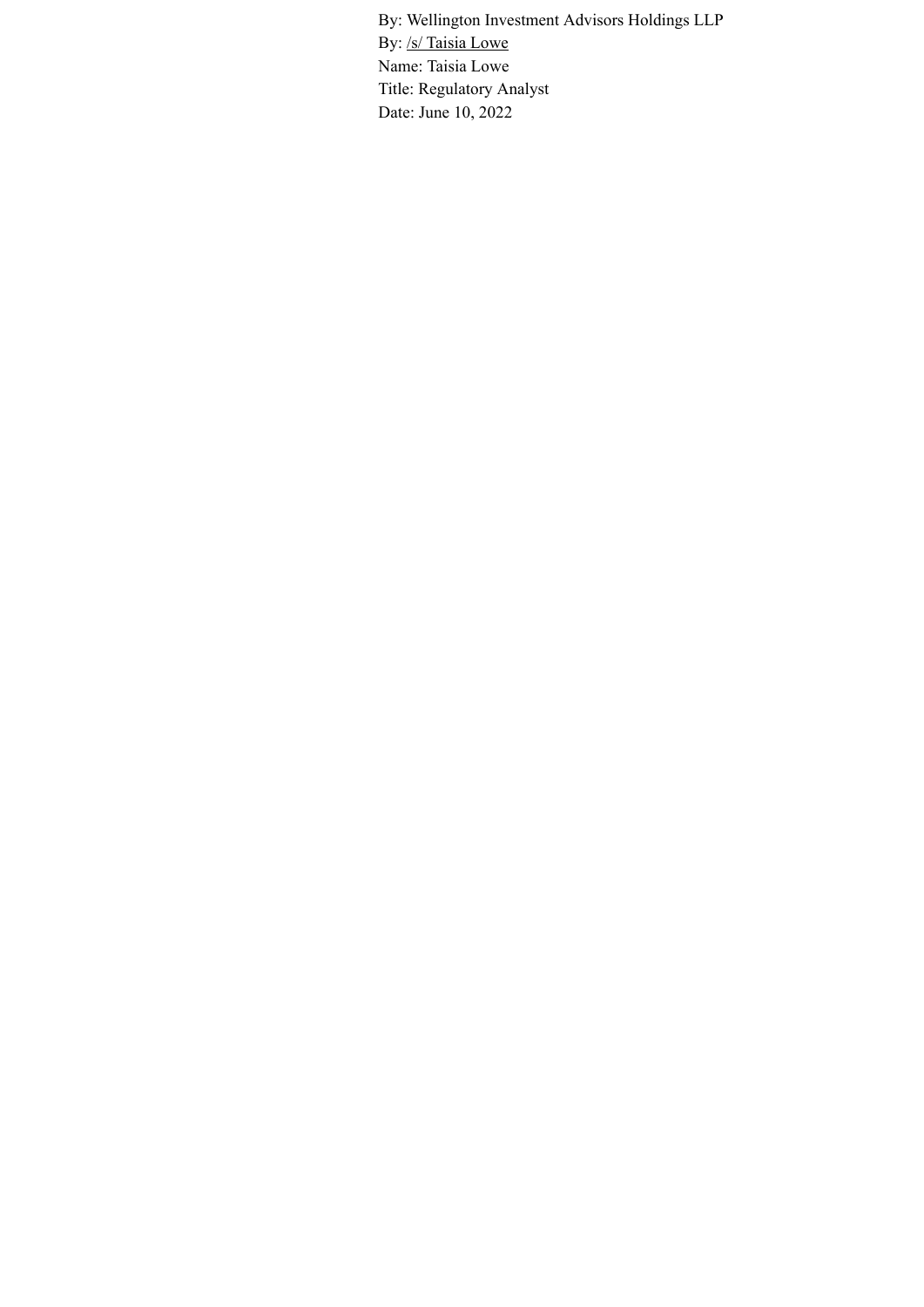By: Wellington Investment Advisors Holdings LLP

By: /s/ Taisia Lowe

Name: Taisia Lowe

Title: Regulatory Analyst

Date: June 10, 2022